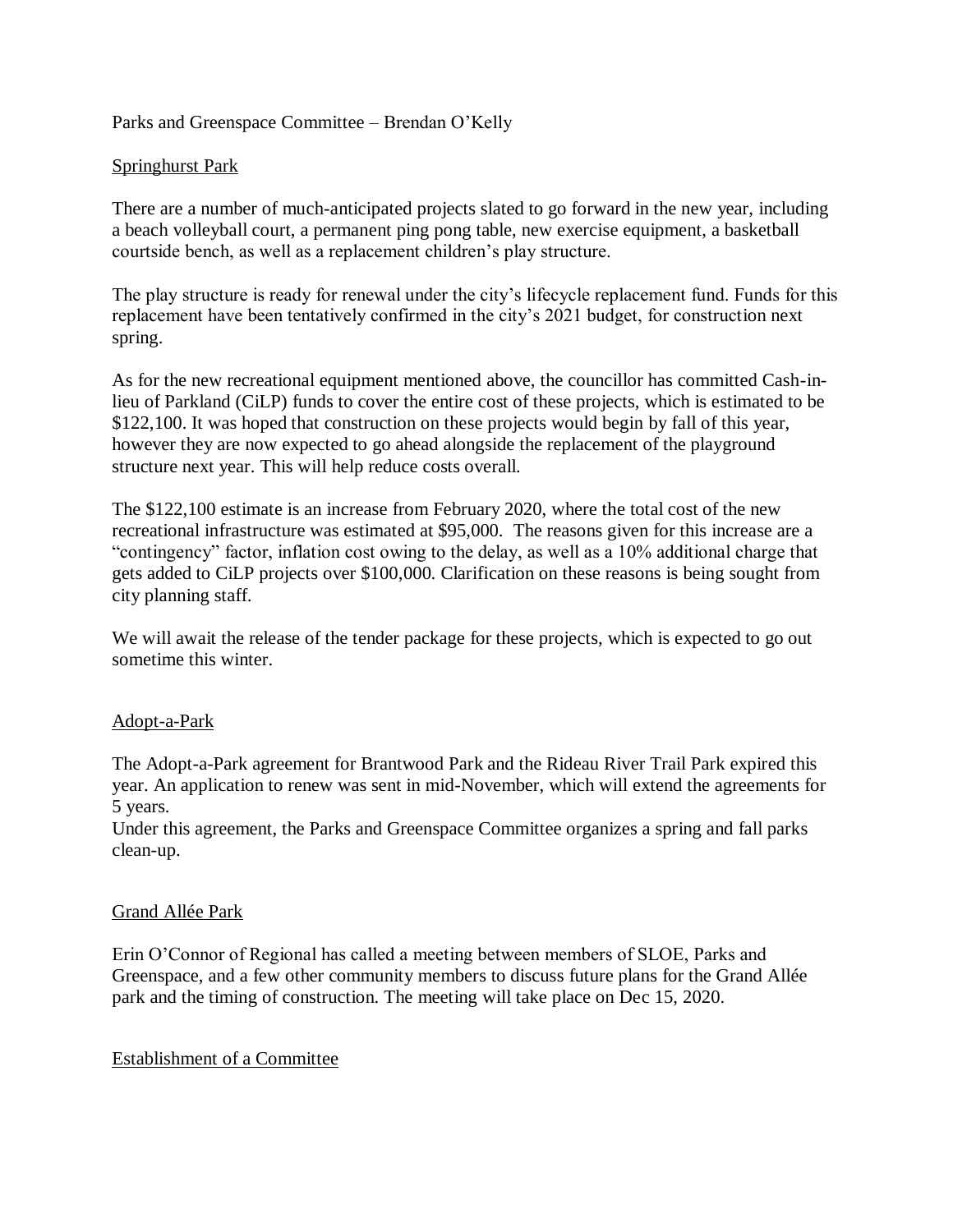Parks and Greenspace Committee – Brendan O'Kelly

## Springhurst Park

There are a number of much-anticipated projects slated to go forward in the new year, including a beach volleyball court, a permanent ping pong table, new exercise equipment, a basketball courtside bench, as well as a replacement children's play structure.

The play structure is ready for renewal under the city's lifecycle replacement fund. Funds for this replacement have been tentatively confirmed in the city's 2021 budget, for construction next spring.

As for the new recreational equipment mentioned above, the councillor has committed Cash-in-lieu of Parkland (CiLP) funds to cover the entire cost of these projects, which is estimated to be $122,100. It was hoped that construction on these projects would begin by fall of this year, however they are now expected to go ahead alongside the replacement of the playground structure next year. This will help reduce costs overall.

The $122,100 estimate is an increase from February 2020, where the total cost of the new recreational infrastructure was estimated at $95,000. The reasons given for this increase are a "contingency" factor, inflation cost owing to the delay, as well as a 10% additional charge that gets added to CiLP projects over $100,000. Clarification on these reasons is being sought from city planning staff.

We will await the release of the tender package for these projects, which is expected to go out sometime this winter.

## Adopt-a-Park

The Adopt-a-Park agreement for Brantwood Park and the Rideau River Trail Park expired this year. An application to renew was sent in mid-November, which will extend the agreements for 5 years.

Under this agreement, the Parks and Greenspace Committee organizes a spring and fall parks clean-up.

## Grand Allée Park

Erin O'Connor of Regional has called a meeting between members of SLOE, Parks and Greenspace, and a few other community members to discuss future plans for the Grand Allée park and the timing of construction. The meeting will take place on Dec 15, 2020.

## Establishment of a Committee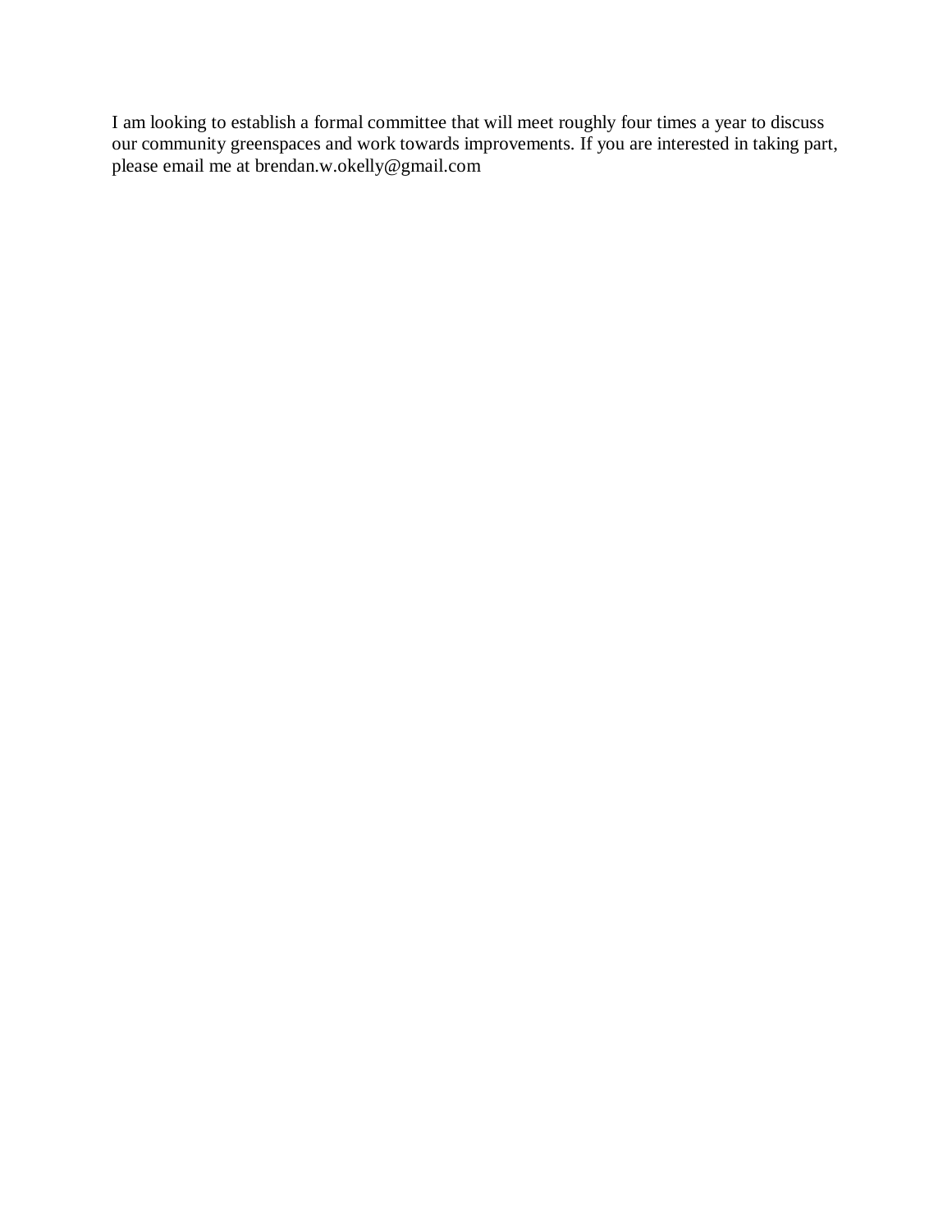I am looking to establish a formal committee that will meet roughly four times a year to discuss our community greenspaces and work towards improvements. If you are interested in taking part, please email me at brendan.w.okelly@gmail.com